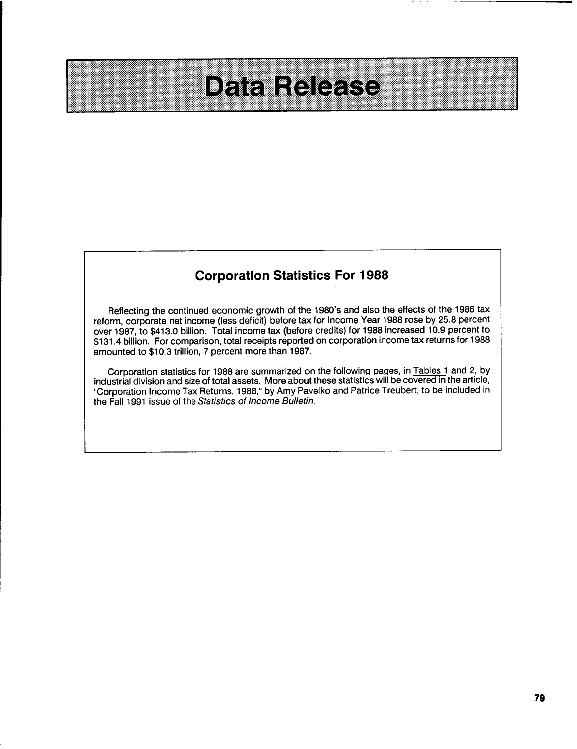# Data Release

## Corporation Statistics For 1988

Reflecting the continued economic growth of the 1980's and also the effects of the 1986 tax reform, corporate net income (less deficit) before tax for Income Year 1988 rose by 25.8 percent over 1987, to $413.0 billion. Total income tax (before credits) for 1988 increased 10.9 percent to $131.4 billion. For comparison, total receipts reported on corporation income tax returns for 1988 amounted to $10.3 trillion, 7 percent more than 1987.

Corporation statistics for 1988 are summarized on the following pages, in Tables 1 and 2, by industrial division and size of total assets. More about these statistics will be covered in the article, "Corporation Income Tax Returns, 1988," by Amy Pavelko and Patrice Treubert, to be included in the Fall 1991 issue of the *Statistics of Income Bulletin.*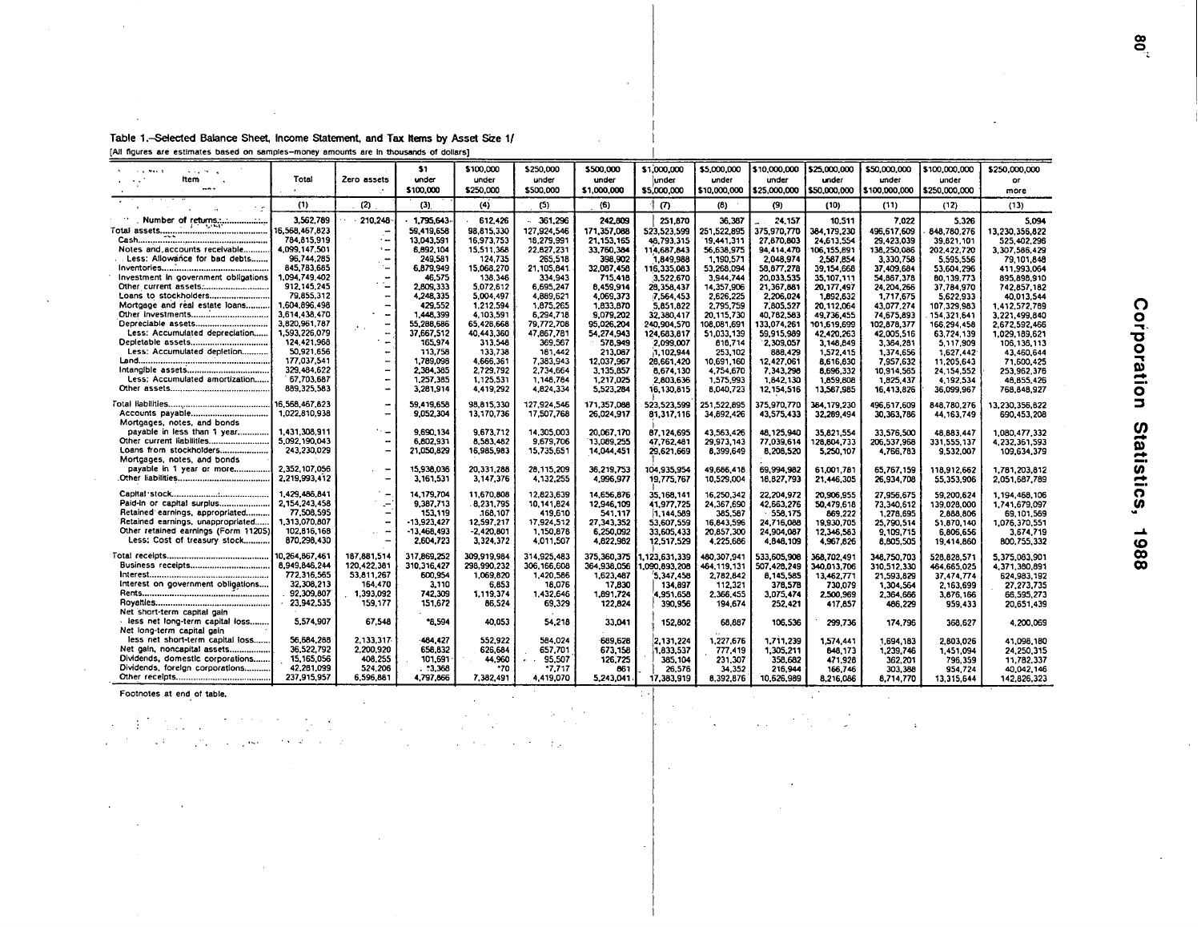Table 1.--Selected Balance Sheet, Income Statement, and Tax Items by Asset Size 1/

[All figures are estimates based on samples--money amounts are in thousands of dollars]

| Item | Total | Zero assets | $1 under $100,000 | $100,000 under $250,000 | $250,000 under $500,000 | $500,000 under $1,000,000 | $1,000,000 under $5,000,000 | $5,000,000 under $10,000,000 | $10,000,000 under $25,000,000 | $25,000,000 under $50,000,000 | $50,000,000 under $100,000,000 | $100,000,000 under $250,000,000 | $250,000,000 or more |
|---|---|---|---|---|---|---|---|---|---|---|---|---|---|
| | (1) | (2) | (3) | (4) | (5) | (6) | (7) | (8) | (9) | (10) | (11) | (12) | (13) |
| Number of returns | 3,562,789 | 210,248 | 1,795,643 | 612,426 | 361,296 | 242,809 | 251,870 | 36,387 | 24,157 | 10,511 | 7,022 | 5,326 | 5,094 |
| Total assets | 16,568,467,823 | – | 59,419,658 | 98,815,330 | 127,924,546 | 171,357,088 | 523,523,599 | 251,522,895 | 375,970,770 | 384,179,230 | 496,617,609 | 848,780,276 | 13,230,356,822 |
| Cash | 784,815,919 | – | 13,043,591 | 16,973,753 | 18,279,991 | 21,153,165 | 48,793,315 | 19,441,311 | 27,870,803 | 24,613,554 | 29,423,039 | 39,621,101 | 525,402,296 |
| Notes and accounts receivable | 4,099,147,501 | – | 6,892,104 | 15,511,368 | 22,827,231 | 33,760,384 | 114,687,843 | 56,638,975 | 94,414,470 | 106,155,891 | 138,250,086 | 202,422,720 | 3,307,586,429 |
| Less: Allowance for bad debts | 96,744,285 | – | 249,581 | 124,735 | 265,518 | 398,902 | 1,849,988 | 1,190,571 | 2,048,974 | 2,587,854 | 3,330,758 | 5,595,556 | 79,101,848 |
| Inventories | 845,783,665 | – | 6,879,949 | 15,068,270 | 21,105,841 | 32,087,458 | 116,335,083 | 53,268,094 | 58,877,278 | 39,154,668 | 37,409,684 | 53,604,296 | 411,993,064 |
| Investment in government obligations | 1,094,749,402 | – | 46,575 | 138,346 | 334,943 | 715,418 | 3,522,670 | 3,944,744 | 20,033,535 | 35,107,111 | 54,867,378 | 80,139,773 | 895,898,910 |
| Other current assets | 912,145,245 | – | 2,809,333 | 5,072,612 | 6,695,247 | 8,459,914 | 28,358,437 | 14,357,906 | 21,367,881 | 20,177,497 | 24,204,266 | 37,784,970 | 742,857,182 |
| Loans to stockholders | 79,855,312 | – | 4,248,335 | 5,004,497 | 4,889,621 | 4,069,373 | 7,564,453 | 2,626,225 | 2,206,024 | 1,892,632 | 1,717,675 | 5,622,933 | 40,013,544 |
| Mortgage and real estate loans | 1,604,896,498 | – | 429,552 | 1,212,594 | 1,875,265 | 1,833,870 | 5,851,822 | 2,795,759 | 7,805,527 | 20,112,064 | 43,077,274 | 107,329,983 | 1,412,572,789 |
| Other investments | 3,614,438,470 | – | 1,448,399 | 4,103,591 | 6,294,718 | 9,079,202 | 32,380,417 | 20,115,730 | 40,782,563 | 49,736,455 | 74,675,893 | 154,321,641 | 3,221,499,840 |
| Depreciable assets | 3,820,961,787 | – | 55,288,686 | 65,428,668 | 79,772,708 | 95,026,204 | 240,904,570 | 108,081,691 | 133,074,261 | 101,619,699 | 102,878,377 | 166,294,458 | 2,672,592,466 |
| Less: Accumulated depreciation | 1,593,226,079 | – | 37,667,512 | 40,443,360 | 47,867,781 | 54,274,943 | 124,683,817 | 51,033,139 | 59,915,989 | 42,420,263 | 42,005,516 | 63,724,139 | 1,029,189,621 |
| Depletable assets | 124,421,968 | – | 165,974 | 313,548 | 369,567 | 578,949 | 2,099,007 | 818,714 | 2,309,057 | 3,148,849 | 3,364,281 | 5,117,909 | 106,136,113 |
| Less: Accumulated depletion | 50,921,656 | – | 113,758 | 133,738 | 181,442 | 213,087 | 1,102,944 | 253,102 | 888,429 | 1,572,415 | 1,374,656 | 1,627,442 | 43,460,644 |
| Land | 177,037,541 | – | 1,789,098 | 4,666,361 | 7,383,943 | 12,037,967 | 28,661,420 | 10,691,160 | 12,427,061 | 8,616,830 | 7,957,632 | 11,205,643 | 71,600,425 |
| Intangible assets | 329,484,622 | – | 2,364,385 | 2,729,792 | 2,734,664 | 3,135,857 | 8,674,130 | 4,754,670 | 7,343,298 | 8,696,332 | 10,914,565 | 24,154,552 | 253,962,376 |
| Less: Accumulated amortization | 67,703,667 | – | 1,257,385 | 1,125,531 | 1,148,784 | 1,217,025 | 2,803,636 | 1,575,993 | 1,642,130 | 1,659,808 | 1,825,437 | 4,192,534 | 48,855,426 |
| Other assets | 889,325,583 | – | 3,281,914 | 4,419,292 | 4,824,334 | 5,523,284 | 16,130,815 | 8,040,723 | 12,154,516 | 13,567,985 | 16,413,826 | 36,099,967 | 768,848,927 |
| Total liabilities | 16,568,467,823 | – | 59,419,658 | 98,815,330 | 127,924,546 | 171,357,088 | 523,523,599 | 251,522,895 | 375,970,770 | 384,179,230 | 496,617,609 | 848,780,276 | 13,230,356,822 |
| Accounts payable | 1,022,810,938 | – | 9,052,304 | 13,170,736 | 17,507,768 | 26,024,917 | 81,317,116 | 34,892,426 | 43,575,433 | 32,289,494 | 30,363,786 | 44,163,749 | 690,453,208 |
| Mortgages, notes, and bonds payable in less than 1 year | 1,431,308,911 | – | 9,690,134 | 9,673,712 | 14,305,003 | 20,067,170 | 87,124,695 | 43,563,426 | 48,125,940 | 35,821,554 | 33,576,500 | 48,883,447 | 1,080,477,332 |
| Other current liabilities | 5,092,190,043 | – | 6,802,931 | 8,583,482 | 9,679,706 | 13,089,255 | 47,762,481 | 29,973,143 | 77,039,614 | 128,604,733 | 206,537,968 | 331,555,137 | 4,232,361,593 |
| Loans from stockholders | 243,230,029 | – | 21,050,829 | 16,985,983 | 15,735,651 | 14,044,451 | 29,621,669 | 8,399,649 | 8,208,520 | 5,250,107 | 4,766,783 | 9,532,007 | 109,634,379 |
| Mortgages, notes, and bonds payable in 1 year or more | 2,352,107,056 | – | 15,938,036 | 20,331,288 | 28,115,209 | 36,219,753 | 104,935,954 | 49,686,418 | 69,994,982 | 61,001,781 | 65,767,159 | 118,912,662 | 1,781,203,812 |
| Other liabilities | 2,219,993,412 | – | 3,161,531 | 3,147,376 | 4,132,255 | 4,996,977 | 19,775,767 | 10,529,004 | 18,827,793 | 21,446,305 | 26,934,708 | 55,353,906 | 2,051,687,789 |
| Capital stock | 1,429,486,841 | – | 14,179,704 | 11,670,808 | 12,823,639 | 14,656,876 | 35,168,141 | 16,250,342 | 22,204,972 | 20,906,955 | 27,956,675 | 59,200,624 | 1,194,468,106 |
| Paid-in or capital surplus | 2,154,243,458 | – | 9,387,713 | 8,231,795 | 10,141,824 | 12,946,109 | 41,977,725 | 24,367,690 | 42,563,276 | 50,479,618 | 73,340,612 | 139,028,000 | 1,741,679,097 |
| Retained earnings, appropriated | 77,508,595 | – | 153,119 | 168,107 | 419,610 | 541,117 | 1,144,589 | 385,567 | 558,175 | 869,222 | 1,278,695 | 2,888,806 | 69,101,569 |
| Retained earnings, unappropriated | 1,313,070,807 | – | -13,923,427 | 12,597,217 | 17,924,512 | 27,343,352 | 53,607,559 | 16,843,596 | 24,716,088 | 19,930,705 | 25,790,514 | 51,870,140 | 1,076,370,551 |
| Other retained earnings (Form 1120S) | 102,816,168 | – | -13,468,493 | -2,420,801 | 1,150,878 | 6,250,092 | 33,605,433 | 20,857,300 | 24,904,087 | 12,346,583 | 9,109,715 | 6,806,656 | 3,674,719 |
| Less: Cost of treasury stock | 870,298,430 | – | 2,604,723 | 3,324,372 | 4,011,507 | 4,822,982 | 12,517,529 | 4,225,686 | 4,848,109 | 4,967,826 | 8,805,505 | 19,414,860 | 800,755,332 |
| Total receipts | 10,264,867,461 | 187,881,514 | 317,869,252 | 309,919,984 | 314,925,483 | 375,360,375 | 1,123,631,339 | 480,307,941 | 533,605,908 | 368,702,491 | 348,750,703 | 528,828,571 | 5,375,083,901 |
| Business receipts | 8,949,846,244 | 120,422,381 | 310,316,427 | 298,990,232 | 306,166,608 | 364,938,056 | 1,090,893,208 | 464,119,131 | 507,428,249 | 340,013,706 | 310,512,330 | 464,665,025 | 4,371,380,891 |
| Interest | 772,316,565 | 53,811,267 | 600,954 | 1,069,820 | 1,420,586 | 1,623,487 | 5,347,458 | 2,782,842 | 8,145,585 | 13,462,771 | 21,593,829 | 37,474,774 | 624,983,192 |
| Interest on government obligations | 32,308,213 | 164,470 | 3,110 | 6,853 | 18,076 | 17,830 | 134,897 | 112,321 | 378,578 | 730,079 | 1,304,564 | 2,163,699 | 27,273,735 |
| Rents | 92,309,807 | 1,393,092 | 742,309 | 1,119,374 | 1,432,646 | 1,891,724 | 4,951,658 | 2,366,455 | 3,075,474 | 2,500,969 | 2,364,666 | 3,876,166 | 66,595,273 |
| Royalties | 23,942,535 | 159,177 | 151,672 | 86,524 | 69,329 | 122,824 | 390,956 | 194,674 | 252,421 | 417,857 | 486,229 | 959,433 | 20,651,439 |
| Net short-term capital gain less net long-term capital loss | 5,574,907 | 67,548 | *8,594 | 40,053 | 54,218 | 33,041 | 152,802 | 68,887 | 106,536 | 299,736 | 174,796 | 368,627 | 4,200,069 |
| Net long-term capital gain less net short-term capital loss | 56,684,288 | 2,133,317 | 484,427 | 552,922 | 584,024 | 689,628 | 2,131,224 | 1,227,676 | 1,711,239 | 1,574,441 | 1,694,183 | 2,803,026 | 41,098,180 |
| Net gain, noncapital assets | 36,522,792 | 2,200,920 | 658,832 | 626,684 | 657,701 | 673,158 | 1,833,537 | 777,419 | 1,305,211 | 648,173 | 1,239,746 | 1,451,094 | 24,250,315 |
| Dividends, domestic corporations | 15,165,056 | 408,255 | 101,691 | 44,960 | 95,507 | 126,725 | 385,104 | 231,307 | 358,682 | 471,928 | 362,201 | 796,359 | 11,782,337 |
| Dividends, foreign corporations | 42,281,099 | 524,206 | *3,368 | *70 | *7,717 | 861 | 26,576 | 34,352 | 216,944 | 166,746 | 303,388 | 954,724 | 40,042,146 |
| Other receipts | 237,915,957 | 6,596,881 | 4,797,866 | 7,382,491 | 4,419,070 | 5,243,041 | 17,383,919 | 8,392,676 | 10,626,989 | 8,216,086 | 8,714,770 | 13,315,644 | 142,826,323 |

Footnotes at end of table.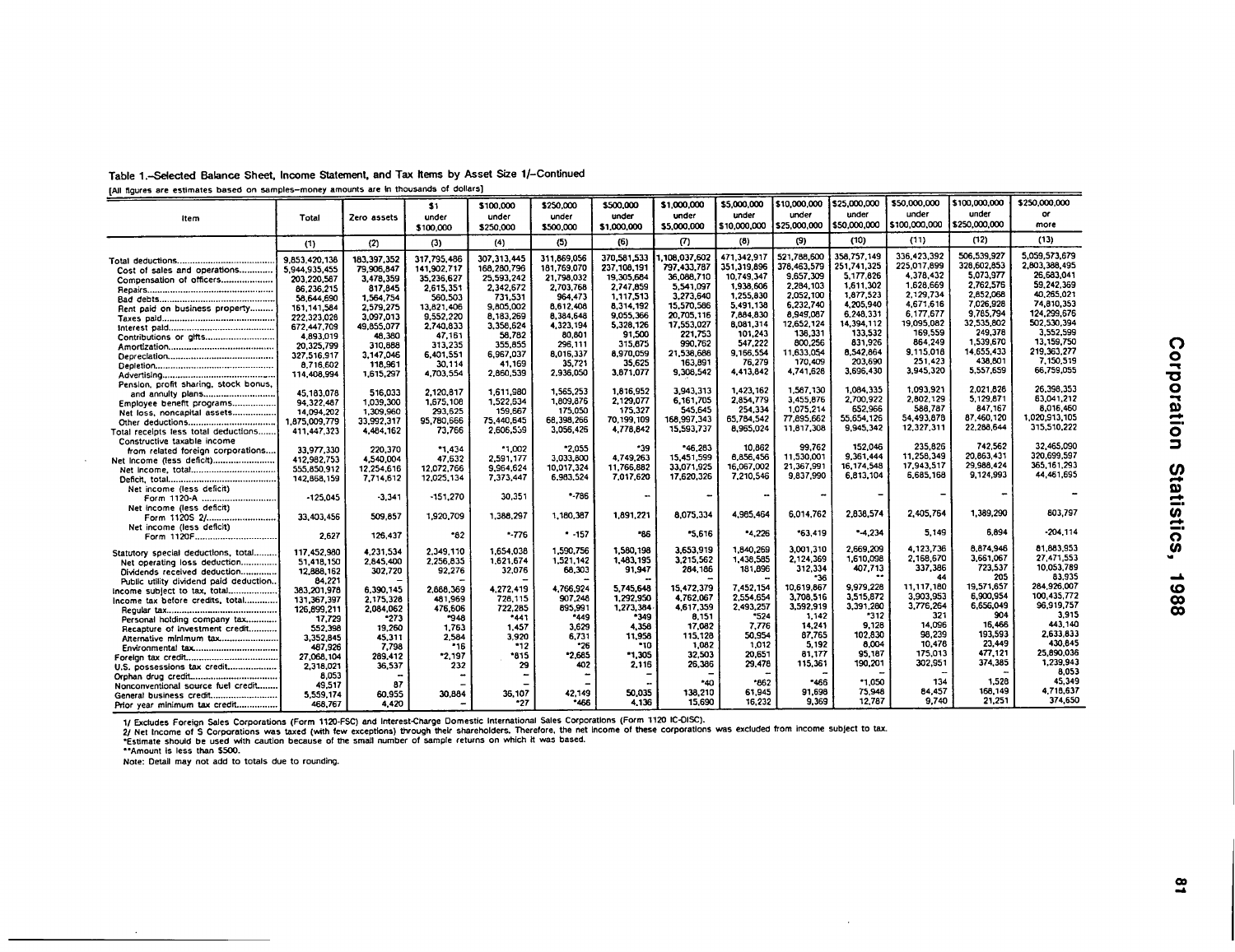Table 1.--Selected Balance Sheet, Income Statement, and Tax Items by Asset Size 1/--Continued

[All figures are estimates based on samples--money amounts are in thousands of dollars]

| Item | Total | Zero assets | $1 under $100,000 | $100,000 under $250,000 | $250,000 under $500,000 | $500,000 under $1,000,000 | $1,000,000 under $5,000,000 | $5,000,000 under $10,000,000 | $10,000,000 under $25,000,000 | $25,000,000 under $50,000,000 | $50,000,000 under $100,000,000 | $100,000,000 under $250,000,000 | $250,000,000 or more |
|---|---|---|---|---|---|---|---|---|---|---|---|---|---|
| | (1) | (2) | (3) | (4) | (5) | (6) | (7) | (8) | (9) | (10) | (11) | (12) | (13) |
| Total deductions | 9,853,420,136 | 183,397,352 | 317,795,486 | 307,313,445 | 311,869,056 | 370,581,533 | 1,108,037,602 | 471,342,917 | 521,788,600 | 358,757,149 | 336,423,392 | 506,539,927 | 5,059,573,679 |
| Cost of sales and operations | 5,944,935,455 | 79,906,847 | 141,902,717 | 168,280,796 | 181,769,070 | 237,108,191 | 797,433,787 | 351,319,896 | 378,463,579 | 251,741,325 | 225,017,899 | 328,602,853 | 2,803,388,495 |
| Compensation of officers | 203,220,587 | 3,478,359 | 35,236,627 | 25,593,242 | 21,798,032 | 19,305,684 | 36,088,710 | 10,749,347 | 9,657,309 | 5,177,826 | 4,378,432 | 5,073,977 | 26,683,041 |
| Repairs | 86,236,215 | 817,845 | 2,615,351 | 2,342,672 | 2,703,768 | 2,747,859 | 5,541,097 | 1,938,606 | 2,284,103 | 1,611,302 | 1,628,669 | 2,762,576 | 59,242,369 |
| Bad debts | 58,644,690 | 1,564,754 | 560,503 | 731,531 | 964,473 | 1,117,513 | 3,273,640 | 1,255,830 | 2,052,100 | 1,877,523 | 2,129,734 | 2,852,068 | 40,265,021 |
| Rent paid on business property | 161,141,584 | 2,579,275 | 13,821,406 | 9,805,002 | 8,612,408 | 8,314,192 | 15,570,586 | 5,491,138 | 6,232,740 | 4,205,940 | 4,671,616 | 7,026,928 | 74,810,353 |
| Taxes paid | 222,323,026 | 3,097,013 | 9,552,220 | 8,183,269 | 8,384,648 | 9,055,366 | 20,705,116 | 7,884,830 | 8,949,087 | 6,248,331 | 6,177,677 | 9,785,794 | 124,299,676 |
| Interest paid | 672,447,709 | 49,855,077 | 2,740,833 | 3,356,624 | 4,323,194 | 5,328,126 | 17,553,027 | 8,081,314 | 12,652,124 | 14,394,112 | 19,095,082 | 32,535,802 | 502,530,394 |
| Contributions or gifts | 4,893,019 | 48,380 | 47,161 | 58,782 | 80,601 | 91,500 | 221,753 | 101,243 | 136,331 | 133,532 | 169,559 | 249,378 | 3,552,599 |
| Amortization | 20,325,799 | 310,888 | 313,235 | 355,855 | 296,111 | 315,875 | 990,762 | 547,222 | 800,256 | 831,926 | 864,249 | 1,539,670 | 13,159,750 |
| Depreciation | 327,516,917 | 3,147,046 | 6,401,551 | 6,967,037 | 8,016,337 | 8,970,059 | 21,538,686 | 9,166,554 | 11,633,054 | 8,542,864 | 9,115,018 | 14,655,433 | 219,363,277 |
| Depletion | 8,716,602 | 118,961 | 30,114 | 41,169 | 35,721 | 35,625 | 163,891 | 76,279 | 170,409 | 203,690 | 251,423 | 438,801 | 7,150,519 |
| Advertising | 114,408,994 | 1,615,297 | 4,703,554 | 2,860,539 | 2,936,050 | 3,871,077 | 9,308,542 | 4,413,842 | 4,741,628 | 3,696,430 | 3,945,320 | 5,557,659 | 66,759,055 |
| Pension, profit sharing, stock bonus, and annuity plans | 45,183,078 | 516,033 | 2,120,817 | 1,611,980 | 1,565,253 | 1,816,952 | 3,943,313 | 1,423,162 | 1,567,130 | 1,084,335 | 1,093,921 | 2,021,828 | 26,398,353 |
| Employee benefit programs | 94,322,487 | 1,039,300 | 1,675,108 | 1,522,534 | 1,809,876 | 2,129,077 | 6,161,705 | 2,854,779 | 3,455,876 | 2,700,922 | 2,802,129 | 5,129,871 | 63,041,212 |
| Net loss, noncapital assets | 14,094,202 | 1,309,960 | 293,625 | 159,667 | 175,050 | 175,327 | 545,645 | 254,334 | 1,075,214 | 652,966 | 588,787 | 847,167 | 8,016,460 |
| Other deductions | 1,875,009,779 | 33,992,317 | 95,780,666 | 75,440,645 | 68,398,266 | 70,199,109 | 168,997,343 | 65,784,542 | 77,895,662 | 55,654,126 | 54,493,878 | 87,460,120 | 1,020,913,105 |
| Total receipts less total deductions | 411,447,323 | 4,484,162 | 73,766 | 2,606,559 | 3,056,426 | 4,778,842 | 15,593,737 | 8,965,024 | 11,817,308 | 9,945,342 | 12,327,311 | 22,288,644 | 315,510,222 |
| Constructive taxable income from related foreign corporations | 33,977,330 | 220,370 | *1,434 | *1,002 | *2,055 | *39 | *46,283 | 10,862 | 99,762 | 152,046 | 235,826 | 742,562 | 32,465,090 |
| Net income (less deficit) | 412,982,753 | 4,540,004 | 47,632 | 2,591,177 | 3,033,800 | 4,749,263 | 15,451,599 | 8,856,456 | 11,530,001 | 9,361,444 | 11,258,349 | 20,863,431 | 320,699,597 |
| Net income, total | 555,850,912 | 12,254,616 | 12,072,766 | 9,964,624 | 10,017,324 | 11,766,882 | 33,071,925 | 16,067,002 | 21,367,991 | 16,174,548 | 17,943,517 | 29,988,424 | 365,161,293 |
| Deficit, total | 142,868,159 | 7,714,612 | 12,025,134 | 7,373,447 | 6,983,524 | 7,017,620 | 17,620,326 | 7,210,546 | 9,837,990 | 6,813,104 | 6,685,168 | 9,124,993 | 44,461,695 |
| Net income (less deficit) Form 1120-A | -125,045 | -3,341 | -151,270 | 30,351 | *-786 | -- | -- | -- | -- | -- | -- | -- | -- |
| Net income (less deficit) Form 1120S 2/ | 33,403,456 | 509,857 | 1,920,709 | 1,388,297 | 1,180,387 | 1,891,221 | 8,075,334 | 4,965,464 | 6,014,762 | 2,838,574 | 2,405,764 | 1,389,290 | 803,797 |
| Net income (less deficit) Form 1120F | 2,627 | 126,437 | *82 | *-776 | * -157 | *86 | *5,616 | *4,226 | *63,419 | *-4,234 | 5,149 | 6,894 | -204,114 |
| Statutory special deductions, total | 117,452,980 | 4,231,534 | 2,349,110 | 1,654,038 | 1,590,756 | 1,580,198 | 3,653,919 | 1,840,269 | 3,001,310 | 2,669,209 | 4,123,736 | 8,874,946 | 81,883,953 |
| Net operating loss deduction | 51,418,150 | 2,645,400 | 2,256,835 | 1,621,674 | 1,521,142 | 1,483,195 | 3,215,562 | 1,438,585 | 2,124,369 | 1,610,098 | 2,168,670 | 3,661,067 | 27,471,553 |
| Dividends received deduction | 12,888,162 | 302,720 | 92,276 | 32,076 | 68,303 | 91,947 | 284,186 | 181,896 | 312,334 | 407,713 | 337,386 | 723,537 | 10,053,789 |
| Public utility dividend paid deduction | 84,221 | -- | -- | -- | -- | -- | -- | -- | *36 | ** | 44 | 205 | 83,935 |
| Income subject to tax, total | 383,201,978 | 6,390,145 | 2,868,369 | 4,272,419 | 4,766,924 | 5,745,648 | 15,472,379 | 7,452,154 | 10,619,867 | 9,979,228 | 11,117,180 | 19,571,657 | 284,926,007 |
| Income tax before credits, total | 131,367,397 | 2,175,328 | 481,969 | 726,115 | 907,248 | 1,292,950 | 4,762,067 | 2,554,654 | 3,708,516 | 3,515,872 | 3,903,953 | 6,900,954 | 100,435,772 |
| Regular tax | 126,899,211 | 2,084,062 | 476,606 | 722,285 | 895,991 | 1,273,384 | 4,617,359 | 2,493,257 | 3,592,919 | 3,391,280 | 3,776,264 | 6,656,049 | 96,919,757 |
| Personal holding company tax | 17,729 | *273 | *948 | *441 | *449 | *349 | 8,151 | *524 | 1,142 | *312 | 321 | 904 | 3,915 |
| Recapture of investment credit | 552,398 | 19,260 | 1,763 | 1,457 | 3,629 | 4,358 | 17,082 | 7,776 | 14,241 | 9,128 | 14,096 | 16,466 | 443,140 |
| Alternative minimum tax | 3,352,845 | 45,311 | 2,584 | 3,920 | 6,731 | 11,958 | 115,128 | 50,954 | 87,765 | 102,630 | 98,239 | 193,593 | 2,633,833 |
| Environmental tax | 487,926 | 7,798 | *16 | *12 | *26 | *10 | 1,082 | 1,012 | 5,192 | 8,004 | 10,476 | 23,449 | 430,845 |
| Foreign tax credit | 27,068,104 | 289,412 | *2,197 | *815 | *2,685 | *1,305 | 32,503 | 20,651 | 81,177 | 95,187 | 175,013 | 477,121 | 25,890,036 |
| U.S. possessions tax credit | 2,318,021 | 36,537 | 232 | 29 | 402 | 2,116 | 26,386 | 29,478 | 115,361 | 190,201 | 302,951 | 374,385 | 1,239,943 |
| Orphan drug credit | 8,053 | -- | -- | -- | -- | -- | -- | -- | -- | -- | -- | -- | 8,053 |
| Nonconventional source fuel credit | 49,517 | 87 | -- | -- | -- | -- | *40 | *662 | *466 | *1,050 | 134 | 1,528 | 45,349 |
| General business credit | 5,559,174 | 60,955 | 30,884 | 36,107 | 42,149 | 50,035 | 138,210 | 61,945 | 91,698 | 75,948 | 84,457 | 168,149 | 4,718,637 |
| Prior year minimum tax credit | 468,767 | 4,420 | -- | *27 | *466 | 4,136 | 15,690 | 16,232 | 9,369 | 12,787 | 9,740 | 21,251 | 374,650 |

1/ Excludes Foreign Sales Corporations (Form 1120-FSC) and Interest-Charge Domestic International Sales Corporations (Form 1120 IC-DISC).

2/ Net income of S Corporations was taxed (with few exceptions) through their shareholders. Therefore, the net income of these corporations was excluded from income subject to tax.

*Estimate should be used with caution because of the small number of sample returns on which it was based.

**Amount is less than $500.

Note: Detail may not add to totals due to rounding.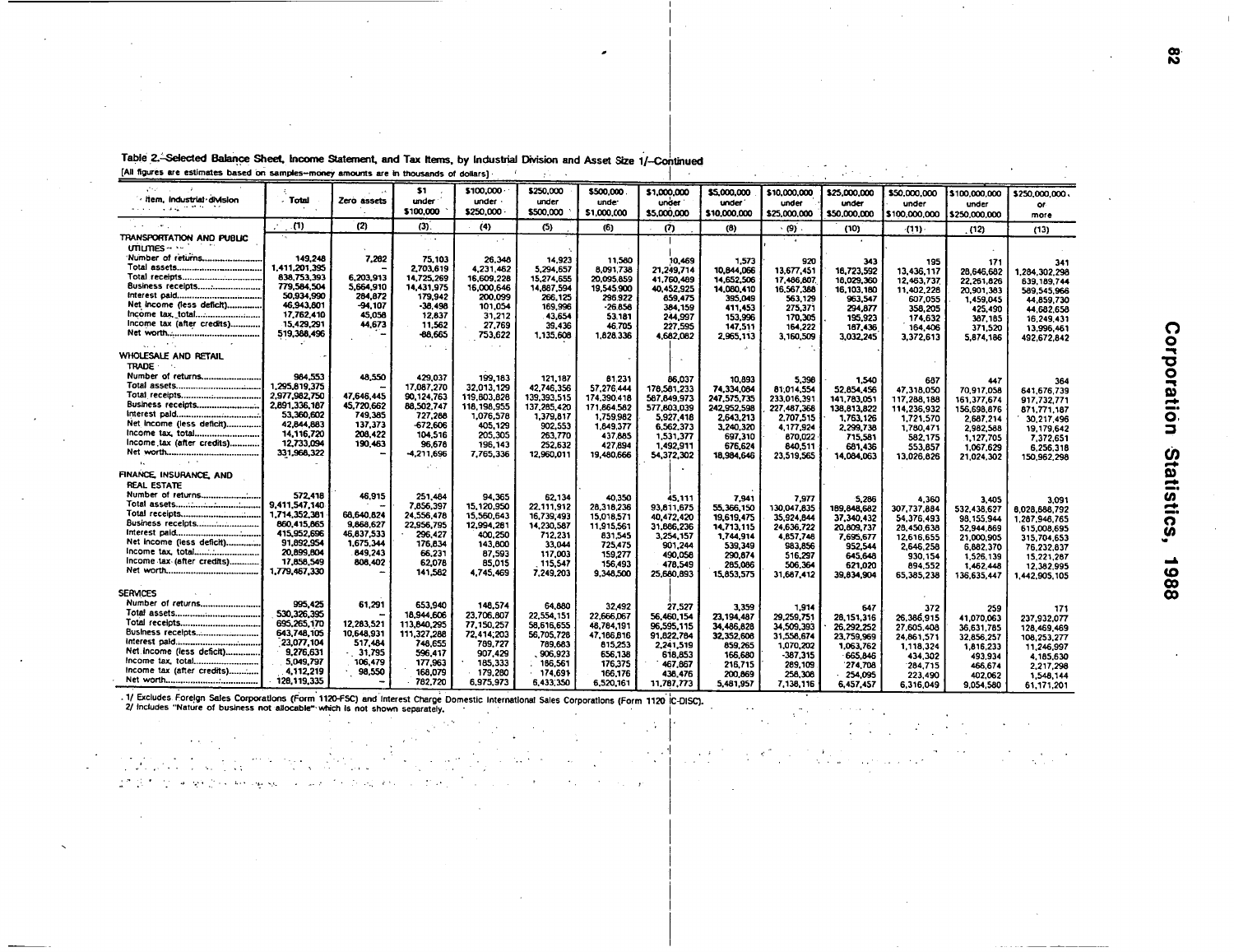Table 2.--Selected Balance Sheet, Income Statement, and Tax Items, by Industrial Division and Asset Size 1/--Continued

[All figures are estimates based on samples--money amounts are in thousands of dollars]

| Item, industrial division | Total | Zero assets | $1 under $100,000 | $100,000 under $250,000 | $250,000 under $500,000 | $500,000 under $1,000,000 | $1,000,000 under $5,000,000 | $5,000,000 under $10,000,000 | $10,000,000 under $25,000,000 | $25,000,000 under $50,000,000 | $50,000,000 under $100,000,000 | $100,000,000 under $250,000,000 | $250,000,000 or more |
|---|---|---|---|---|---|---|---|---|---|---|---|---|---|
| | (1) | (2) | (3) | (4) | (5) | (6) | (7) | (8) | (9) | (10) | (11) | (12) | (13) |
| **TRANSPORTATION AND PUBLIC UTILITIES** | | | | | | | | | | | | | |
| Number of returns | 149,248 | 7,282 | 75,103 | 26,348 | 14,923 | 11,580 | 10,469 | 1,573 | 920 | 343 | 195 | 171 | 341 |
| Total assets | 1,411,201,395 | – | 2,703,619 | 4,231,462 | 5,294,657 | 8,091,738 | 21,249,714 | 10,844,066 | 13,677,451 | 16,723,592 | 13,436,117 | 28,646,682 | 1,284,302,298 |
| Total receipts | 838,753,393 | 6,203,913 | 14,725,269 | 16,609,228 | 15,274,655 | 20,095,859 | 41,760,469 | 14,652,506 | 17,486,807 | 16,029,360 | 12,463,737 | 22,261,826 | 639,189,744 |
| Business receipts | 779,584,504 | 5,664,910 | 14,431,975 | 16,000,646 | 14,867,594 | 19,545,900 | 40,452,925 | 14,080,410 | 16,567,368 | 16,103,180 | 11,402,228 | 20,901,383 | 589,545,966 |
| Interest paid | 50,934,990 | 284,872 | 179,942 | 200,099 | 266,125 | 298,922 | 659,475 | 395,049 | 563,129 | 963,547 | 607,055 | 1,459,045 | 44,859,730 |
| Net income (less deficit) | 46,943,601 | -94,107 | -38,498 | 101,054 | 169,996 | -26,858 | 384,159 | 411,453 | 275,371 | 294,877 | 358,205 | 425,490 | 44,682,658 |
| Income tax, total | 17,762,410 | 45,058 | 12,637 | 31,212 | 43,654 | 53,181 | 244,997 | 153,996 | 170,305 | 195,923 | 174,632 | 387,185 | 16,249,431 |
| Income tax (after credits) | 15,429,291 | 44,673 | 11,562 | 27,769 | 39,436 | 46,705 | 227,595 | 147,511 | 164,222 | 187,436 | 164,406 | 371,520 | 13,996,461 |
| Net worth | 519,388,496 | – | -88,665 | 753,622 | 1,135,608 | 1,628,336 | 4,682,062 | 2,965,113 | 3,160,509 | 3,032,245 | 3,372,613 | 5,874,186 | 492,672,842 |
| **WHOLESALE AND RETAIL TRADE** | | | | | | | | | | | | | |
| Number of returns | 984,553 | 48,550 | 429,037 | 199,183 | 121,187 | 81,231 | 86,037 | 10,893 | 5,398 | 1,540 | 687 | 447 | 364 |
| Total assets | 1,295,819,375 | – | 17,087,270 | 32,013,129 | 42,746,356 | 57,276,444 | 178,581,233 | 74,334,084 | 81,014,554 | 52,854,456 | 47,318,050 | 70,917,058 | 641,676,739 |
| Total receipts | 2,977,982,750 | 47,646,445 | 90,124,763 | 119,803,828 | 139,393,515 | 174,390,418 | 587,649,973 | 247,575,735 | 233,016,391 | 141,783,051 | 117,288,188 | 161,377,674 | 917,732,771 |
| Business receipts | 2,891,336,187 | 45,720,662 | 88,502,747 | 118,198,955 | 137,285,420 | 171,864,582 | 577,803,039 | 242,952,598 | 227,487,368 | 138,813,822 | 114,236,932 | 156,698,876 | 871,771,187 |
| Interest paid | 53,360,602 | 749,385 | 727,288 | 1,076,578 | 1,379,817 | 1,759,982 | 5,927,418 | 2,643,213 | 2,707,515 | 1,763,126 | 1,721,570 | 2,687,214 | 30,217,496 |
| Net income (less deficit) | 42,844,883 | 137,373 | -672,606 | 405,129 | 902,553 | 1,649,377 | 6,562,373 | 3,240,320 | 4,177,924 | 2,299,738 | 1,780,471 | 2,982,588 | 19,179,642 |
| Income tax, total | 14,116,720 | 208,422 | 104,516 | 205,305 | 263,770 | 437,885 | 1,531,377 | 697,310 | 870,022 | 715,581 | 582,175 | 1,127,705 | 7,372,651 |
| Income tax (after credits) | 12,733,094 | 190,463 | 96,676 | 196,143 | 252,632 | 427,894 | 1,492,911 | 676,624 | 840,511 | 681,436 | 553,857 | 1,067,629 | 6,256,318 |
| Net worth | 331,968,322 | – | -4,211,696 | 7,765,336 | 12,960,011 | 19,480,666 | 54,372,302 | 18,984,646 | 23,519,565 | 14,084,063 | 13,026,826 | 21,024,302 | 150,962,298 |
| **FINANCE, INSURANCE, AND REAL ESTATE** | | | | | | | | | | | | | |
| Number of returns | 572,418 | 46,915 | 251,484 | 94,365 | 62,134 | 40,350 | 45,111 | 7,941 | 7,977 | 5,286 | 4,360 | 3,405 | 3,091 |
| Total assets | 9,411,547,140 | – | 7,856,397 | 15,120,950 | 22,111,912 | 28,318,236 | 93,811,675 | 55,366,150 | 130,047,835 | 189,848,682 | 307,737,884 | 532,438,627 | 8,028,888,792 |
| Total receipts | 1,714,352,381 | 68,640,824 | 24,556,478 | 15,560,643 | 16,739,493 | 15,018,571 | 40,472,420 | 19,619,475 | 35,924,844 | 37,340,432 | 54,376,493 | 98,155,944 | 1,287,946,765 |
| Business receipts | 860,415,865 | 9,868,627 | 22,956,795 | 12,994,281 | 14,230,587 | 11,915,561 | 31,886,236 | 14,713,115 | 24,636,722 | 20,809,737 | 28,450,638 | 52,944,869 | 615,008,695 |
| Interest paid | 415,952,696 | 46,837,533 | 296,427 | 400,250 | 712,231 | 831,545 | 3,254,157 | 1,744,914 | 4,857,746 | 7,695,677 | 12,616,655 | 21,000,905 | 315,704,653 |
| Net income (less deficit) | 91,892,954 | 1,675,344 | 176,834 | 143,800 | 33,044 | 725,475 | 901,244 | 539,349 | 983,856 | 952,544 | 2,646,258 | 6,882,370 | 76,232,637 |
| Income tax, total | 20,899,804 | 849,243 | 66,231 | 87,593 | 117,003 | 159,277 | 490,058 | 290,874 | 516,297 | 645,648 | 930,154 | 1,526,139 | 15,221,287 |
| Income tax (after credits) | 17,858,549 | 808,402 | 62,078 | 85,015 | 115,547 | 156,493 | 478,549 | 285,086 | 506,364 | 621,020 | 894,552 | 1,462,448 | 12,382,995 |
| Net worth | 1,779,467,330 | – | 141,582 | 4,745,469 | 7,249,203 | 9,348,500 | 25,680,893 | 15,853,575 | 31,687,412 | 39,834,904 | 65,385,238 | 136,635,447 | 1,442,905,105 |
| **SERVICES** | | | | | | | | | | | | | |
| Number of returns | 995,425 | 61,291 | 653,940 | 148,574 | 64,880 | 32,492 | 27,527 | 3,359 | 1,914 | 647 | 372 | 259 | 171 |
| Total assets | 530,326,395 | – | 18,944,606 | 23,706,807 | 22,554,151 | 22,666,067 | 56,460,154 | 23,194,487 | 29,259,751 | 28,151,316 | 26,386,915 | 41,070,063 | 237,932,077 |
| Total receipts | 695,265,170 | 12,283,521 | 113,840,295 | 77,150,257 | 58,616,655 | 48,784,191 | 96,595,115 | 34,486,828 | 34,509,393 | 26,292,252 | 27,605,408 | 36,631,785 | 128,469,469 |
| Business receipts | 643,748,105 | 10,648,931 | 111,327,288 | 72,414,203 | 56,705,728 | 47,186,816 | 91,822,784 | 32,352,608 | 31,556,674 | 23,759,969 | 24,861,571 | 32,856,257 | 108,253,277 |
| Interest paid | 23,077,104 | 517,484 | 748,655 | 709,727 | 789,683 | 815,253 | 2,241,519 | 859,265 | 1,070,202 | 1,063,762 | 1,118,324 | 1,816,233 | 11,246,997 |
| Net income (less deficit) | 9,276,631 | 31,795 | 596,417 | 907,429 | 906,923 | 656,138 | 618,853 | 166,680 | -387,315 | 665,846 | 434,302 | 493,934 | 4,185,630 |
| Income tax, total | 5,049,797 | 106,479 | 177,963 | 185,333 | 186,561 | 176,375 | 467,867 | 216,715 | 289,109 | 274,708 | 284,715 | 466,674 | 2,217,298 |
| Income tax (after credits) | 4,112,219 | 98,550 | 168,079 | 179,280 | 174,691 | 166,176 | 438,476 | 200,869 | 256,308 | 254,095 | 223,490 | 402,062 | 1,548,144 |
| Net worth | 128,119,335 | – | 782,720 | 6,975,973 | 6,433,350 | 6,520,161 | 11,787,773 | 5,481,957 | 7,138,116 | 6,457,457 | 6,316,049 | 9,054,580 | 61,171,201 |

1/ Excludes Foreign Sales Corporations (Form 1120-FSC) and Interest Charge Domestic International Sales Corporations (Form 1120 IC-DISC).

2/ Includes "Nature of business not allocable" which is not shown separately.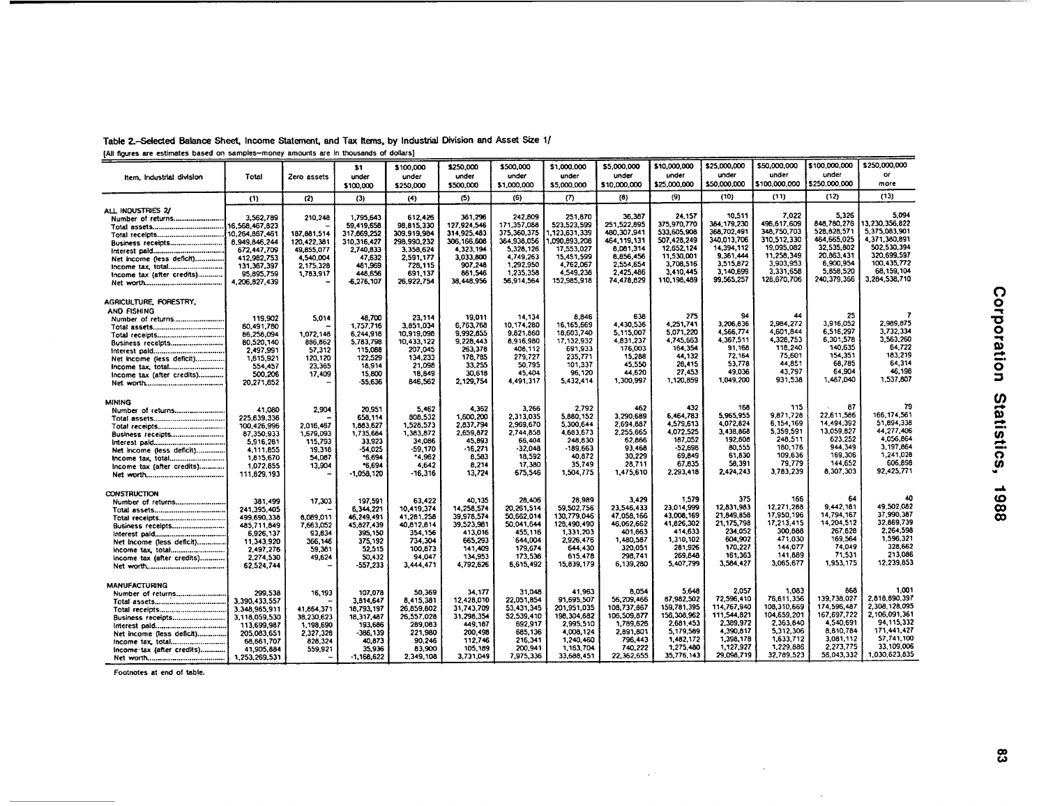Table 2.--Selected Balance Sheet, Income Statement, and Tax Items, by Industrial Division and Asset Size 1/

[All figures are estimates based on samples--money amounts are in thousands of dollars]

| Item, industrial division | Total | Zero assets | $1 under $100,000 | $100,000 under $250,000 | $250,000 under $500,000 | $500,000 under $1,000,000 | $1,000,000 under $5,000,000 | $5,000,000 under $10,000,000 | $10,000,000 under $25,000,000 | $25,000,000 under $50,000,000 | $50,000,000 under $100,000,000 | $100,000,000 under $250,000,000 | $250,000,000 or more |
|---|---|---|---|---|---|---|---|---|---|---|---|---|---|
| | (1) | (2) | (3) | (4) | (5) | (6) | (7) | (8) | (9) | (10) | (11) | (12) | (13) |
| **ALL INDUSTRIES 2/** | | | | | | | | | | | | | |
| Number of returns | 3,562,789 | 210,248 | 1,795,643 | 612,426 | 361,296 | 242,809 | 251,870 | 36,387 | 24,157 | 10,511 | 7,022 | 5,326 | 5,094 |
| Total assets | 16,568,467,823 | - | 59,419,658 | 98,815,330 | 127,924,546 | 171,357,088 | 523,523,599 | 251,522,895 | 375,970,770 | 384,179,230 | 496,617,609 | 848,780,276 | 13,230,356,822 |
| Total receipts | 10,264,867,461 | 187,881,514 | 317,869,252 | 309,919,984 | 314,925,483 | 375,360,375 | 1,123,631,339 | 480,307,941 | 533,605,908 | 368,702,491 | 348,750,703 | 528,828,571 | 5,375,083,901 |
| Business receipts | 8,949,846,244 | 120,422,381 | 310,316,427 | 298,990,232 | 306,166,608 | 364,938,056 | 1,090,893,208 | 464,119,131 | 507,428,249 | 340,013,706 | 310,512,330 | 464,665,025 | 4,371,380,891 |
| Interest paid | 672,447,709 | 49,855,077 | 2,740,833 | 3,358,624 | 4,323,194 | 5,328,126 | 17,553,027 | 8,081,314 | 12,652,124 | 14,394,112 | 19,095,082 | 32,535,802 | 502,530,394 |
| Net income (less deficit) | 412,982,753 | 4,540,004 | 47,632 | 2,591,177 | 3,033,800 | 4,749,263 | 15,451,599 | 8,856,456 | 11,530,001 | 9,361,444 | 11,258,349 | 20,863,431 | 320,699,597 |
| Income tax, total | 131,367,397 | 2,175,328 | 481,969 | 728,115 | 907,248 | 1,292,950 | 4,762,067 | 2,554,654 | 3,708,516 | 3,515,872 | 3,903,953 | 6,900,954 | 100,435,772 |
| Income tax (after credits) | 95,895,759 | 1,783,917 | 448,656 | 691,137 | 861,546 | 1,235,358 | 4,549,238 | 2,425,486 | 3,410,445 | 3,140,699 | 3,331,658 | 5,858,520 | 68,159,104 |
| Net worth | 4,206,827,439 | - | -6,276,107 | 26,922,754 | 38,448,956 | 56,914,564 | 152,985,918 | 74,478,829 | 110,198,489 | 99,565,257 | 126,670,706 | 240,379,366 | 3,284,538,710 |
| **AGRICULTURE, FORESTRY, AND FISHING** | | | | | | | | | | | | | |
| Number of returns | 119,902 | 5,014 | 48,700 | 23,114 | 19,011 | 14,134 | 8,846 | 638 | 275 | 94 | 44 | 25 | 7 |
| Total assets | 60,491,780 | - | 1,757,716 | 3,851,034 | 6,763,768 | 10,174,280 | 16,165,669 | 4,430,536 | 4,251,741 | 3,206,836 | 2,984,272 | 3,916,052 | 2,989,875 |
| Total receipts | 86,256,094 | 1,072,148 | 6,244,916 | 10,919,098 | 9,992,855 | 9,821,860 | 18,603,740 | 5,115,007 | 5,071,220 | 4,566,774 | 4,601,844 | 6,516,297 | 3,732,334 |
| Business receipts | 80,520,140 | 886,862 | 5,763,798 | 10,433,122 | 9,228,443 | 8,916,980 | 17,132,932 | 4,831,237 | 4,745,663 | 4,367,511 | 4,328,753 | 6,301,576 | 3,563,260 |
| Interest paid | 2,497,951 | 57,312 | 115,088 | 207,045 | 263,378 | 408,112 | 691,933 | 176,003 | 164,354 | 91,168 | 118,240 | 140,635 | 64,722 |
| Net income (less deficit) | 1,615,921 | 120,120 | 122,529 | 134,233 | 178,785 | 279,727 | 235,771 | 15,288 | 44,132 | 72,164 | 75,601 | 154,351 | 183,219 |
| Income tax, total | 554,457 | 23,365 | 18,914 | 21,098 | 33,255 | 50,795 | 101,337 | 45,550 | 28,415 | 53,778 | 44,851 | 68,785 | 64,314 |
| Income tax (after credits) | 500,206 | 17,409 | 15,800 | 18,849 | 30,618 | 45,404 | 96,120 | 44,620 | 27,453 | 49,036 | 43,797 | 64,904 | 46,198 |
| Net worth | 20,271,852 | - | -55,636 | 846,562 | 2,129,754 | 4,491,317 | 5,432,414 | 1,300,997 | 1,120,859 | 1,049,200 | 931,538 | 1,467,040 | 1,537,807 |
| **MINING** | | | | | | | | | | | | | |
| Number of returns | 41,080 | 2,904 | 20,951 | 5,462 | 4,352 | 3,266 | 2,792 | 462 | 432 | 168 | 115 | 87 | 79 |
| Total assets | 225,639,336 | - | 658,114 | 808,532 | 1,600,200 | 2,313,035 | 5,880,152 | 3,290,689 | 6,464,783 | 5,965,955 | 9,871,726 | 22,611,586 | 166,174,561 |
| Total receipts | 100,426,996 | 2,016,467 | 1,883,627 | 1,528,573 | 2,837,794 | 2,969,670 | 5,300,644 | 2,694,887 | 4,579,613 | 4,072,824 | 6,154,169 | 14,494,392 | 51,894,338 |
| Business receipts | 87,350,933 | 1,679,093 | 1,735,684 | 1,383,872 | 2,659,872 | 2,744,858 | 4,683,673 | 2,255,665 | 4,072,525 | 3,438,868 | 5,359,591 | 13,059,827 | 44,277,406 |
| Interest paid | 5,916,281 | 115,793 | 33,923 | 34,086 | 45,893 | 66,404 | 248,630 | 62,866 | 187,052 | 192,808 | 248,511 | 623,252 | 4,056,864 |
| Net income (less deficit) | 4,111,855 | 19,316 | -54,025 | -59,170 | -16,271 | -32,048 | -189,663 | 93,468 | -52,898 | 80,555 | 180,176 | 944,349 | 3,197,864 |
| Income tax, total | 1,815,670 | 54,087 | *6,694 | *4,962 | 8,583 | 18,592 | 40,872 | 30,229 | 69,849 | 61,830 | 109,636 | 169,306 | 1,241,028 |
| Income tax (after credits) | 1,072,855 | 13,904 | *6,694 | 4,642 | 8,214 | 17,380 | 35,749 | 28,711 | 67,835 | 58,391 | 79,779 | 144,652 | 606,898 |
| Net worth | 111,829,193 | - | -1,058,120 | -16,316 | 13,724 | 675,546 | 1,504,775 | 1,475,610 | 2,293,418 | 2,424,243 | 3,783,239 | 8,307,303 | 92,425,771 |
| **CONSTRUCTION** | | | | | | | | | | | | | |
| Number of returns | 381,499 | 17,303 | 197,591 | 63,422 | 40,135 | 28,406 | 28,989 | 3,429 | 1,579 | 375 | 166 | 64 | 40 |
| Total assets | 241,395,405 | - | 6,344,221 | 10,419,374 | 14,258,574 | 20,261,514 | 59,502,756 | 23,546,433 | 23,014,999 | 12,831,983 | 12,271,268 | 9,442,181 | 49,502,082 |
| Total receipts | 499,690,338 | 8,089,011 | 46,249,491 | 41,261,258 | 39,978,574 | 50,562,014 | 130,779,046 | 47,058,166 | 43,008,169 | 21,849,858 | 17,950,196 | 14,794,167 | 37,990,387 |
| Business receipts | 485,711,849 | 7,663,052 | 45,827,439 | 40,812,614 | 39,523,981 | 50,041,644 | 128,490,490 | 46,062,662 | 41,826,302 | 21,175,798 | 17,213,415 | 14,204,512 | 32,869,739 |
| Interest paid | 6,926,137 | 93,834 | 395,150 | 354,156 | 413,016 | 455,116 | 1,331,203 | 401,663 | 414,633 | 234,052 | 300,888 | 267,828 | 2,264,598 |
| Net income (less deficit) | 11,343,920 | 366,146 | 375,192 | 734,304 | 665,293 | 644,004 | 2,926,476 | 1,480,587 | 1,310,102 | 604,902 | 471,030 | 169,564 | 1,596,321 |
| Income tax, total | 2,497,276 | 59,361 | 52,515 | 100,673 | 141,409 | 179,674 | 644,430 | 320,051 | 281,926 | 170,227 | 144,077 | 74,049 | 328,662 |
| Income tax (after credits) | 2,274,530 | 49,624 | 50,432 | 94,047 | 134,953 | 173,536 | 615,478 | 298,741 | 269,848 | 161,363 | 141,889 | 71,531 | 213,086 |
| Net worth | 62,524,744 | - | -557,233 | 3,444,471 | 4,792,626 | 6,615,492 | 15,839,179 | 6,139,280 | 5,407,799 | 3,584,427 | 3,065,677 | 1,953,175 | 12,239,853 |
| **MANUFACTURING** | | | | | | | | | | | | | |
| Number of returns | 299,538 | 16,193 | 107,078 | 50,369 | 34,177 | 31,048 | 41,963 | 8,054 | 5,648 | 2,057 | 1,083 | 868 | 1,001 |
| Total assets | 3,390,433,557 | - | 3,814,647 | 8,415,381 | 12,428,010 | 22,051,854 | 91,695,507 | 56,209,466 | 87,982,502 | 72,596,410 | 76,611,356 | 139,738,027 | 2,818,890,397 |
| Total receipts | 3,348,965,911 | 41,664,371 | 18,793,197 | 26,859,802 | 31,743,709 | 53,431,345 | 201,951,035 | 108,737,867 | 159,781,395 | 114,767,940 | 108,310,669 | 174,596,487 | 2,308,128,095 |
| Business receipts | 3,118,059,530 | 38,230,623 | 18,317,487 | 26,557,028 | 31,298,354 | 52,539,410 | 198,304,682 | 106,509,877 | 156,308,962 | 111,544,821 | 104,659,201 | 167,697,722 | 2,106,091,361 |
| Interest paid | 113,699,987 | 1,198,690 | 193,686 | 289,083 | 449,167 | 692,917 | 2,995,510 | 1,789,626 | 2,681,453 | 2,389,972 | 2,363,840 | 4,540,691 | 94,115,332 |
| Net income (less deficit) | 205,083,651 | 2,327,328 | -386,139 | 221,980 | 200,498 | 685,136 | 4,008,124 | 2,891,801 | 5,179,589 | 4,390,817 | 5,312,306 | 8,810,784 | 171,441,427 |
| Income tax, total | 68,661,707 | 828,324 | 40,873 | 90,246 | 112,746 | 216,341 | 1,240,460 | 796,443 | 1,482,172 | 1,398,178 | 1,633,712 | 3,081,112 | 57,741,100 |
| Income tax (after credits) | 41,905,884 | 559,921 | 35,936 | 83,900 | 105,189 | 200,941 | 1,163,704 | 740,222 | 1,275,480 | 1,127,927 | 1,229,886 | 2,273,775 | 33,109,006 |
| Net worth | 1,253,269,531 | - | -1,168,622 | 2,349,108 | 3,731,049 | 7,975,336 | 33,688,451 | 22,362,655 | 35,776,143 | 29,098,719 | 32,789,523 | 56,043,332 | 1,030,623,835 |

Footnotes at end of table.